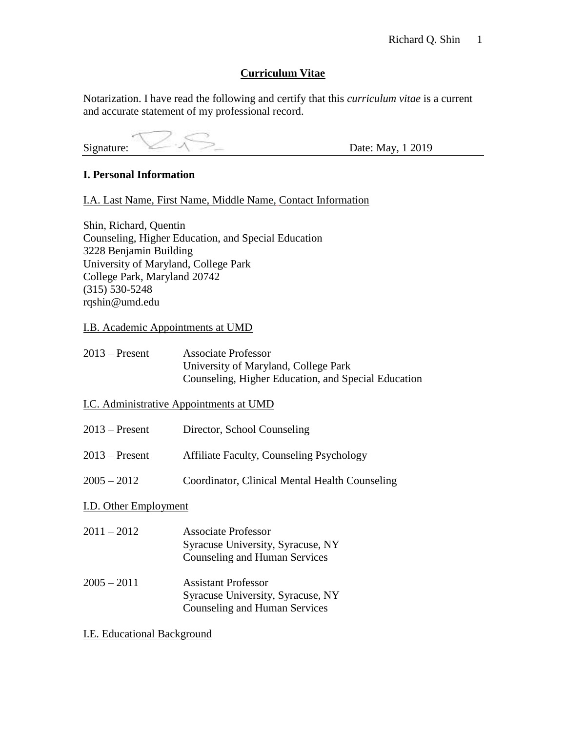# Curriculum Vitae

Notarization. I have read the following and certify that this *curriculum vitae* is a current and accurate statement of my professional record.

Signature: Date: May, 1 2019

## I. Personal Information

I.A. Last Name, First Name, Middle Name, Contact Information

Shin, Richard, Quentin
Counseling, Higher Education, and Special Education
3228 Benjamin Building
University of Maryland, College Park
College Park, Maryland 20742
(315) 530-5248
rqshin@umd.edu

I.B. Academic Appointments at UMD

2013 – Present Associate Professor
University of Maryland, College Park
Counseling, Higher Education, and Special Education

I.C. Administrative Appointments at UMD

2013 – Present Director, School Counseling

2013 – Present Affiliate Faculty, Counseling Psychology

2005 – 2012 Coordinator, Clinical Mental Health Counseling

I.D. Other Employment

2011 – 2012 Associate Professor
Syracuse University, Syracuse, NY
Counseling and Human Services

2005 – 2011 Assistant Professor
Syracuse University, Syracuse, NY
Counseling and Human Services

I.E. Educational Background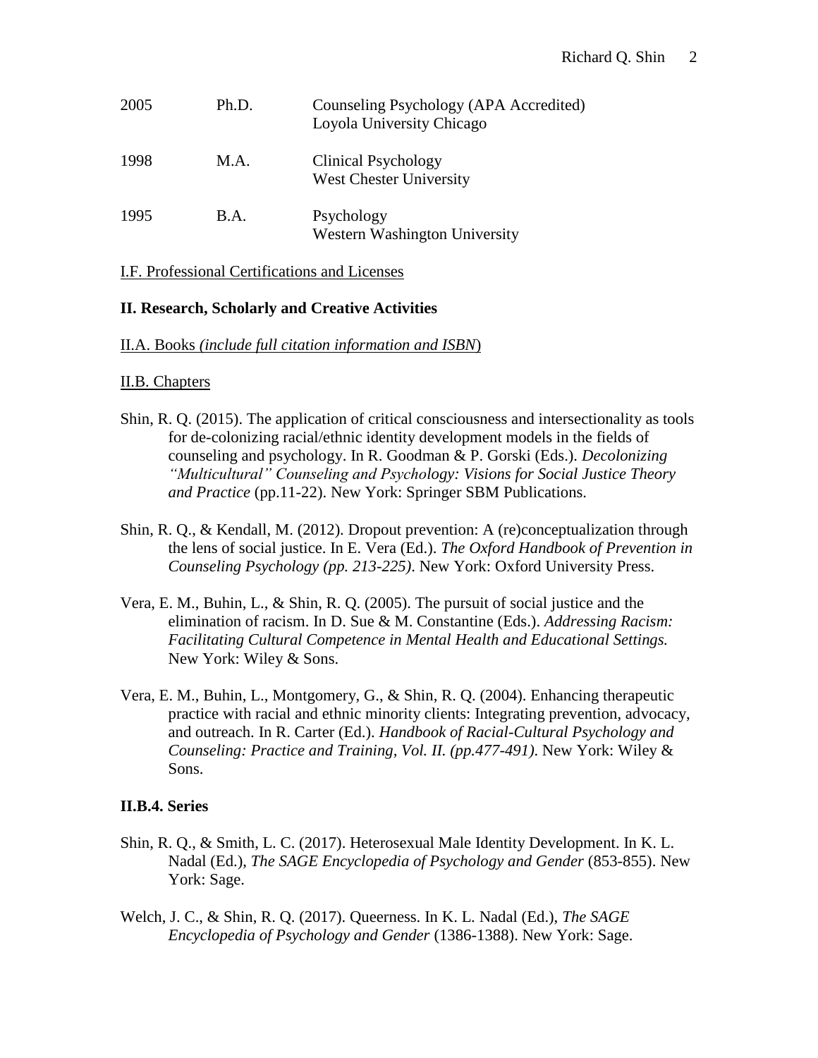| | | |
|---|---|---|
| 2005 | Ph.D. | Counseling Psychology (APA Accredited)<br>Loyola University Chicago |
| 1998 | M.A. | Clinical Psychology<br>West Chester University |
| 1995 | B.A. | Psychology<br>Western Washington University |

I.F. Professional Certifications and Licenses

**II. Research, Scholarly and Creative Activities**

II.A. Books *(include full citation information and ISBN*)

II.B. Chapters

Shin, R. Q. (2015). The application of critical consciousness and intersectionality as tools for de-colonizing racial/ethnic identity development models in the fields of counseling and psychology. In R. Goodman & P. Gorski (Eds.). *Decolonizing "Multicultural" Counseling and Psychology: Visions for Social Justice Theory and Practice* (pp.11-22). New York: Springer SBM Publications.

Shin, R. Q., & Kendall, M. (2012). Dropout prevention: A (re)conceptualization through the lens of social justice. In E. Vera (Ed.). *The Oxford Handbook of Prevention in Counseling Psychology (pp. 213-225)*. New York: Oxford University Press.

Vera, E. M., Buhin, L., & Shin, R. Q. (2005). The pursuit of social justice and the elimination of racism. In D. Sue & M. Constantine (Eds.). *Addressing Racism: Facilitating Cultural Competence in Mental Health and Educational Settings.* New York: Wiley & Sons.

Vera, E. M., Buhin, L., Montgomery, G., & Shin, R. Q. (2004). Enhancing therapeutic practice with racial and ethnic minority clients: Integrating prevention, advocacy, and outreach. In R. Carter (Ed.). *Handbook of Racial-Cultural Psychology and Counseling: Practice and Training, Vol. II. (pp.477-491)*. New York: Wiley & Sons.

**II.B.4. Series**

Shin, R. Q., & Smith, L. C. (2017). Heterosexual Male Identity Development. In K. L. Nadal (Ed.), *The SAGE Encyclopedia of Psychology and Gender* (853-855). New York: Sage.

Welch, J. C., & Shin, R. Q. (2017). Queerness. In K. L. Nadal (Ed.), *The SAGE Encyclopedia of Psychology and Gender* (1386-1388). New York: Sage.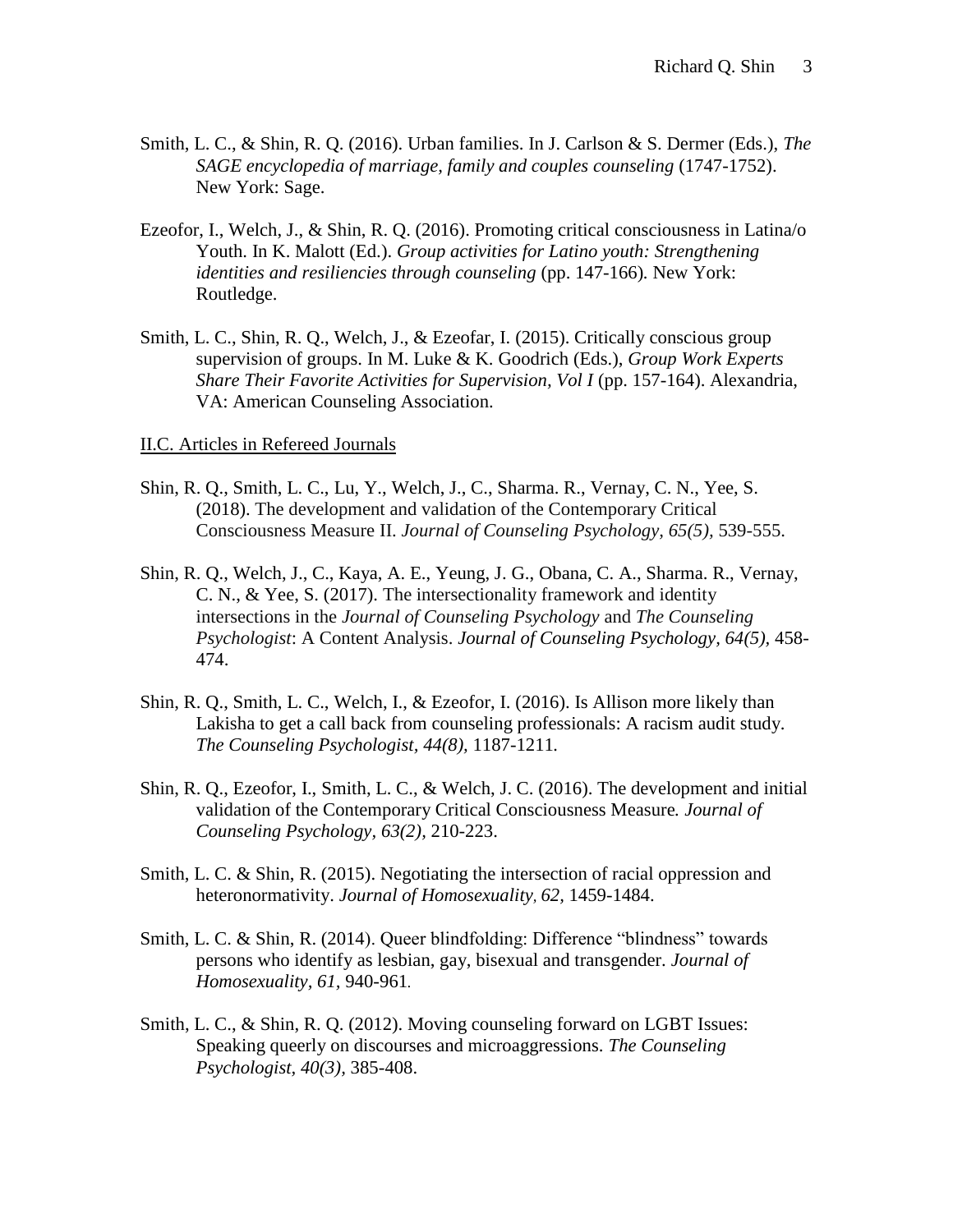Smith, L. C., & Shin, R. Q. (2016). Urban families. In J. Carlson & S. Dermer (Eds.), *The SAGE encyclopedia of marriage, family and couples counseling* (1747-1752). New York: Sage.

Ezeofor, I., Welch, J., & Shin, R. Q. (2016). Promoting critical consciousness in Latina/o Youth. In K. Malott (Ed.). *Group activities for Latino youth: Strengthening identities and resiliencies through counseling* (pp. 147-166). New York: Routledge.

Smith, L. C., Shin, R. Q., Welch, J., & Ezeofar, I. (2015). Critically conscious group supervision of groups. In M. Luke & K. Goodrich (Eds.), *Group Work Experts Share Their Favorite Activities for Supervision, Vol I* (pp. 157-164). Alexandria, VA: American Counseling Association.

<u>II.C. Articles in Refereed Journals</u>

Shin, R. Q., Smith, L. C., Lu, Y., Welch, J., C., Sharma. R., Vernay, C. N., Yee, S. (2018). The development and validation of the Contemporary Critical Consciousness Measure II. *Journal of Counseling Psychology, 65(5),* 539-555.

Shin, R. Q., Welch, J., C., Kaya, A. E., Yeung, J. G., Obana, C. A., Sharma. R., Vernay, C. N., & Yee, S. (2017). The intersectionality framework and identity intersections in the *Journal of Counseling Psychology* and *The Counseling Psychologist*: A Content Analysis. *Journal of Counseling Psychology, 64(5),* 458-474.

Shin, R. Q., Smith, L. C., Welch, I., & Ezeofor, I. (2016). Is Allison more likely than Lakisha to get a call back from counseling professionals: A racism audit study. *The Counseling Psychologist, 44(8),* 1187-1211.

Shin, R. Q., Ezeofor, I., Smith, L. C., & Welch, J. C. (2016). The development and initial validation of the Contemporary Critical Consciousness Measure*. Journal of Counseling Psychology, 63(2),* 210-223.

Smith, L. C. & Shin, R. (2015). Negotiating the intersection of racial oppression and heteronormativity. *Journal of Homosexuality, 62,* 1459-1484.

Smith, L. C. & Shin, R. (2014). Queer blindfolding: Difference "blindness" towards persons who identify as lesbian, gay, bisexual and transgender. *Journal of Homosexuality, 61,* 940-961.

Smith, L. C., & Shin, R. Q. (2012). Moving counseling forward on LGBT Issues: Speaking queerly on discourses and microaggressions. *The Counseling Psychologist, 40(3),* 385-408.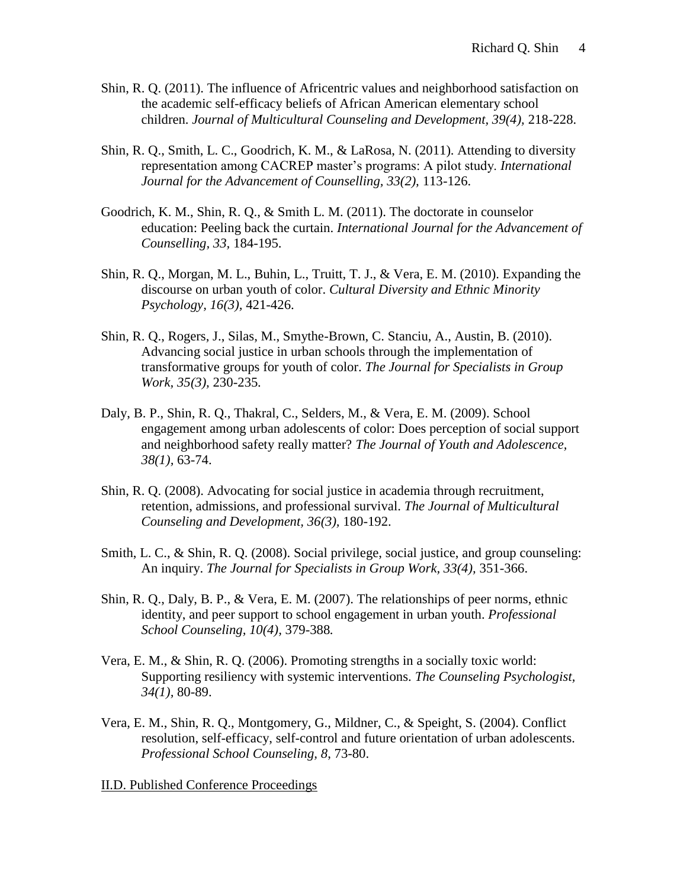Shin, R. Q. (2011). The influence of Africentric values and neighborhood satisfaction on the academic self-efficacy beliefs of African American elementary school children. *Journal of Multicultural Counseling and Development, 39(4),* 218-228.

Shin, R. Q., Smith, L. C., Goodrich, K. M., & LaRosa, N. (2011). Attending to diversity representation among CACREP master's programs: A pilot study. *International Journal for the Advancement of Counselling, 33(2),* 113-126.

Goodrich, K. M., Shin, R. Q., & Smith L. M. (2011). The doctorate in counselor education: Peeling back the curtain. *International Journal for the Advancement of Counselling, 33*, 184-195.

Shin, R. Q., Morgan, M. L., Buhin, L., Truitt, T. J., & Vera, E. M. (2010). Expanding the discourse on urban youth of color. *Cultural Diversity and Ethnic Minority Psychology, 16(3),* 421-426.

Shin, R. Q., Rogers, J., Silas, M., Smythe-Brown, C. Stanciu, A., Austin, B. (2010). Advancing social justice in urban schools through the implementation of transformative groups for youth of color. *The Journal for Specialists in Group Work, 35(3),* 230-235.

Daly, B. P., Shin, R. Q., Thakral, C., Selders, M., & Vera, E. M. (2009). School engagement among urban adolescents of color: Does perception of social support and neighborhood safety really matter? *The Journal of Youth and Adolescence, 38(1),* 63-74.

Shin, R. Q. (2008). Advocating for social justice in academia through recruitment, retention, admissions, and professional survival. *The Journal of Multicultural Counseling and Development, 36(3),* 180-192.

Smith, L. C., & Shin, R. Q. (2008). Social privilege, social justice, and group counseling: An inquiry. *The Journal for Specialists in Group Work, 33(4),* 351-366.

Shin, R. Q., Daly, B. P., & Vera, E. M. (2007). The relationships of peer norms, ethnic identity, and peer support to school engagement in urban youth. *Professional School Counseling, 10(4),* 379-388*.*

Vera, E. M., & Shin, R. Q. (2006). Promoting strengths in a socially toxic world: Supporting resiliency with systemic interventions. *The Counseling Psychologist, 34(1),* 80-89.

Vera, E. M., Shin, R. Q., Montgomery, G., Mildner, C., & Speight, S. (2004). Conflict resolution, self-efficacy, self-control and future orientation of urban adolescents. *Professional School Counseling, 8*, 73-80.

<u>II.D. Published Conference Proceedings</u>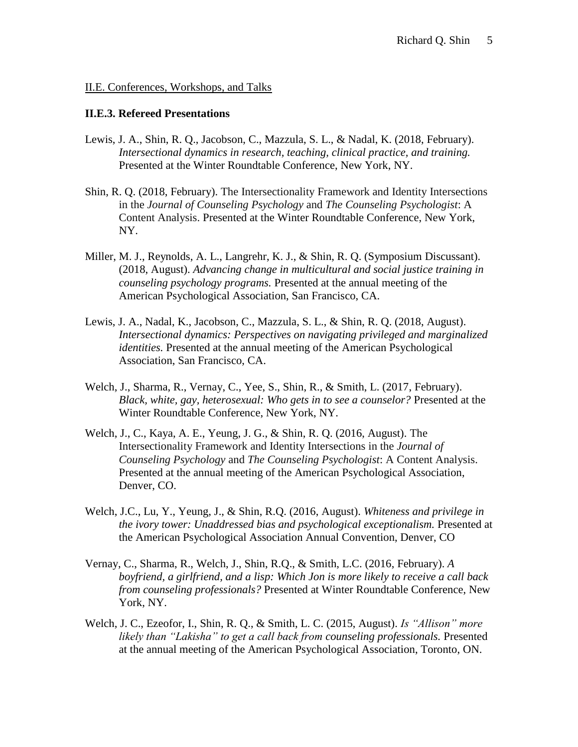II.E. Conferences, Workshops, and Talks

### II.E.3. Refereed Presentations

Lewis, J. A., Shin, R. Q., Jacobson, C., Mazzula, S. L., & Nadal, K. (2018, February). *Intersectional dynamics in research, teaching, clinical practice, and training.* Presented at the Winter Roundtable Conference, New York, NY.

Shin, R. Q. (2018, February). The Intersectionality Framework and Identity Intersections in the *Journal of Counseling Psychology* and *The Counseling Psychologist*: A Content Analysis. Presented at the Winter Roundtable Conference, New York, NY.

Miller, M. J., Reynolds, A. L., Langrehr, K. J., & Shin, R. Q. (Symposium Discussant). (2018, August). *Advancing change in multicultural and social justice training in counseling psychology programs.* Presented at the annual meeting of the American Psychological Association, San Francisco, CA.

Lewis, J. A., Nadal, K., Jacobson, C., Mazzula, S. L., & Shin, R. Q. (2018, August). *Intersectional dynamics: Perspectives on navigating privileged and marginalized identities.* Presented at the annual meeting of the American Psychological Association, San Francisco, CA.

Welch, J., Sharma, R., Vernay, C., Yee, S., Shin, R., & Smith, L. (2017, February). *Black, white, gay, heterosexual: Who gets in to see a counselor?* Presented at the Winter Roundtable Conference, New York, NY.

Welch, J., C., Kaya, A. E., Yeung, J. G., & Shin, R. Q. (2016, August). The Intersectionality Framework and Identity Intersections in the *Journal of Counseling Psychology* and *The Counseling Psychologist*: A Content Analysis. Presented at the annual meeting of the American Psychological Association, Denver, CO.

Welch, J.C., Lu, Y., Yeung, J., & Shin, R.Q. (2016, August). *Whiteness and privilege in the ivory tower: Unaddressed bias and psychological exceptionalism.* Presented at the American Psychological Association Annual Convention, Denver, CO

Vernay, C., Sharma, R., Welch, J., Shin, R.Q., & Smith, L.C. (2016, February). *A boyfriend, a girlfriend, and a lisp: Which Jon is more likely to receive a call back from counseling professionals?* Presented at Winter Roundtable Conference, New York, NY.

Welch, J. C., Ezeofor, I., Shin, R. Q., & Smith, L. C. (2015, August). *Is "Allison" more likely than "Lakisha" to get a call back from counseling professionals.* Presented at the annual meeting of the American Psychological Association, Toronto, ON.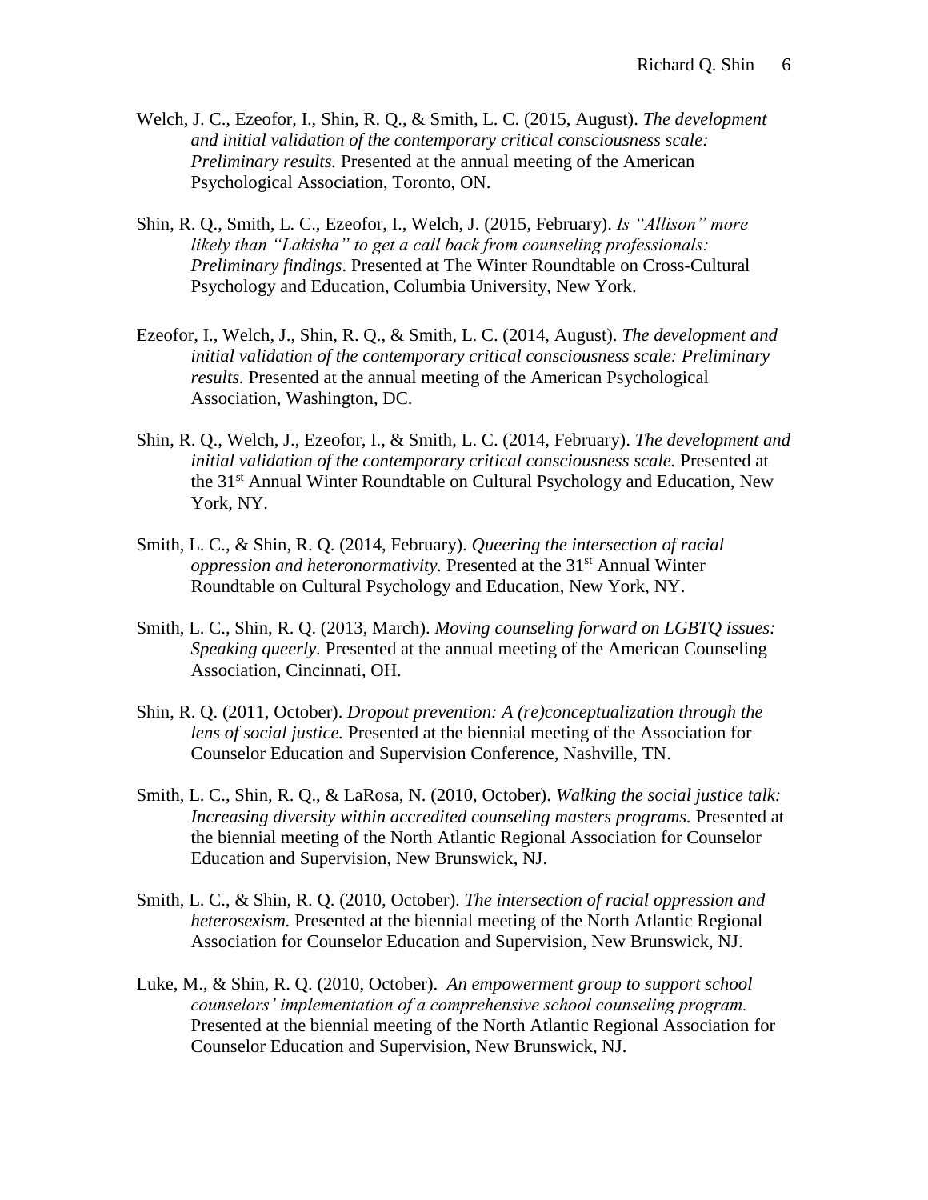Welch, J. C., Ezeofor, I., Shin, R. Q., & Smith, L. C. (2015, August). *The development and initial validation of the contemporary critical consciousness scale: Preliminary results.* Presented at the annual meeting of the American Psychological Association, Toronto, ON.

Shin, R. Q., Smith, L. C., Ezeofor, I., Welch, J. (2015, February). *Is "Allison" more likely than "Lakisha" to get a call back from counseling professionals: Preliminary findings*. Presented at The Winter Roundtable on Cross-Cultural Psychology and Education, Columbia University, New York.

Ezeofor, I., Welch, J., Shin, R. Q., & Smith, L. C. (2014, August). *The development and initial validation of the contemporary critical consciousness scale: Preliminary results.* Presented at the annual meeting of the American Psychological Association, Washington, DC.

Shin, R. Q., Welch, J., Ezeofor, I., & Smith, L. C. (2014, February). *The development and initial validation of the contemporary critical consciousness scale.* Presented at the 31st Annual Winter Roundtable on Cultural Psychology and Education, New York, NY.

Smith, L. C., & Shin, R. Q. (2014, February). *Queering the intersection of racial oppression and heteronormativity.* Presented at the 31st Annual Winter Roundtable on Cultural Psychology and Education, New York, NY.

Smith, L. C., Shin, R. Q. (2013, March). *Moving counseling forward on LGBTQ issues: Speaking queerly.* Presented at the annual meeting of the American Counseling Association, Cincinnati, OH.

Shin, R. Q. (2011, October). *Dropout prevention: A (re)conceptualization through the lens of social justice.* Presented at the biennial meeting of the Association for Counselor Education and Supervision Conference, Nashville, TN.

Smith, L. C., Shin, R. Q., & LaRosa, N. (2010, October). *Walking the social justice talk: Increasing diversity within accredited counseling masters programs.* Presented at the biennial meeting of the North Atlantic Regional Association for Counselor Education and Supervision, New Brunswick, NJ.

Smith, L. C., & Shin, R. Q. (2010, October). *The intersection of racial oppression and heterosexism.* Presented at the biennial meeting of the North Atlantic Regional Association for Counselor Education and Supervision, New Brunswick, NJ.

Luke, M., & Shin, R. Q. (2010, October). *An empowerment group to support school counselors' implementation of a comprehensive school counseling program.* Presented at the biennial meeting of the North Atlantic Regional Association for Counselor Education and Supervision, New Brunswick, NJ.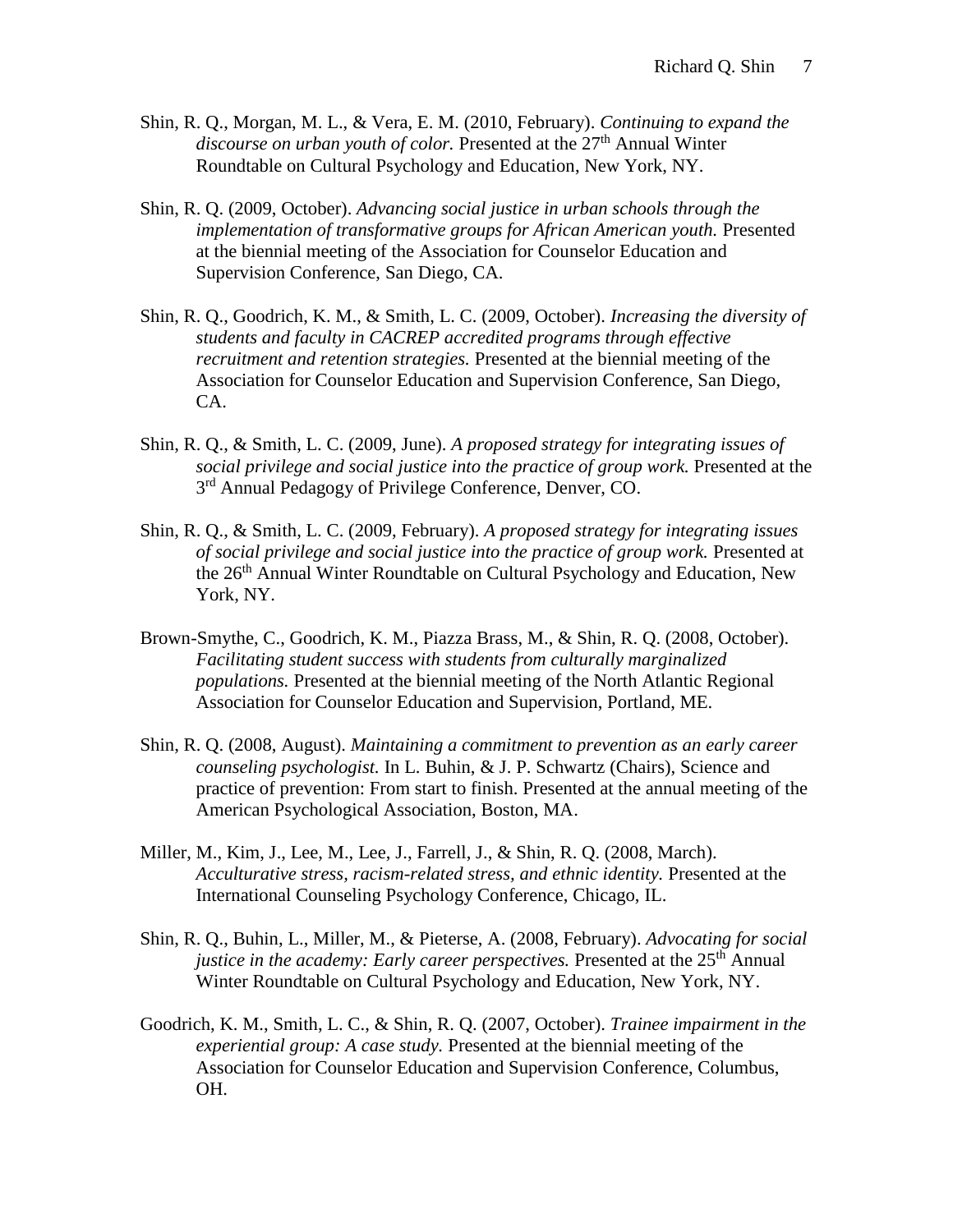Shin, R. Q., Morgan, M. L., & Vera, E. M. (2010, February). *Continuing to expand the discourse on urban youth of color.* Presented at the 27th Annual Winter Roundtable on Cultural Psychology and Education, New York, NY.

Shin, R. Q. (2009, October). *Advancing social justice in urban schools through the implementation of transformative groups for African American youth.* Presented at the biennial meeting of the Association for Counselor Education and Supervision Conference, San Diego, CA.

Shin, R. Q., Goodrich, K. M., & Smith, L. C. (2009, October). *Increasing the diversity of students and faculty in CACREP accredited programs through effective recruitment and retention strategies.* Presented at the biennial meeting of the Association for Counselor Education and Supervision Conference, San Diego, CA.

Shin, R. Q., & Smith, L. C. (2009, June). *A proposed strategy for integrating issues of social privilege and social justice into the practice of group work.* Presented at the 3rd Annual Pedagogy of Privilege Conference, Denver, CO.

Shin, R. Q., & Smith, L. C. (2009, February). *A proposed strategy for integrating issues of social privilege and social justice into the practice of group work.* Presented at the 26th Annual Winter Roundtable on Cultural Psychology and Education, New York, NY.

Brown-Smythe, C., Goodrich, K. M., Piazza Brass, M., & Shin, R. Q. (2008, October). *Facilitating student success with students from culturally marginalized populations.* Presented at the biennial meeting of the North Atlantic Regional Association for Counselor Education and Supervision, Portland, ME.

Shin, R. Q. (2008, August). *Maintaining a commitment to prevention as an early career counseling psychologist.* In L. Buhin, & J. P. Schwartz (Chairs), Science and practice of prevention: From start to finish. Presented at the annual meeting of the American Psychological Association, Boston, MA.

Miller, M., Kim, J., Lee, M., Lee, J., Farrell, J., & Shin, R. Q. (2008, March). *Acculturative stress, racism-related stress, and ethnic identity.* Presented at the International Counseling Psychology Conference, Chicago, IL.

Shin, R. Q., Buhin, L., Miller, M., & Pieterse, A. (2008, February). *Advocating for social justice in the academy: Early career perspectives.* Presented at the 25th Annual Winter Roundtable on Cultural Psychology and Education, New York, NY.

Goodrich, K. M., Smith, L. C., & Shin, R. Q. (2007, October). *Trainee impairment in the experiential group: A case study.* Presented at the biennial meeting of the Association for Counselor Education and Supervision Conference, Columbus, OH.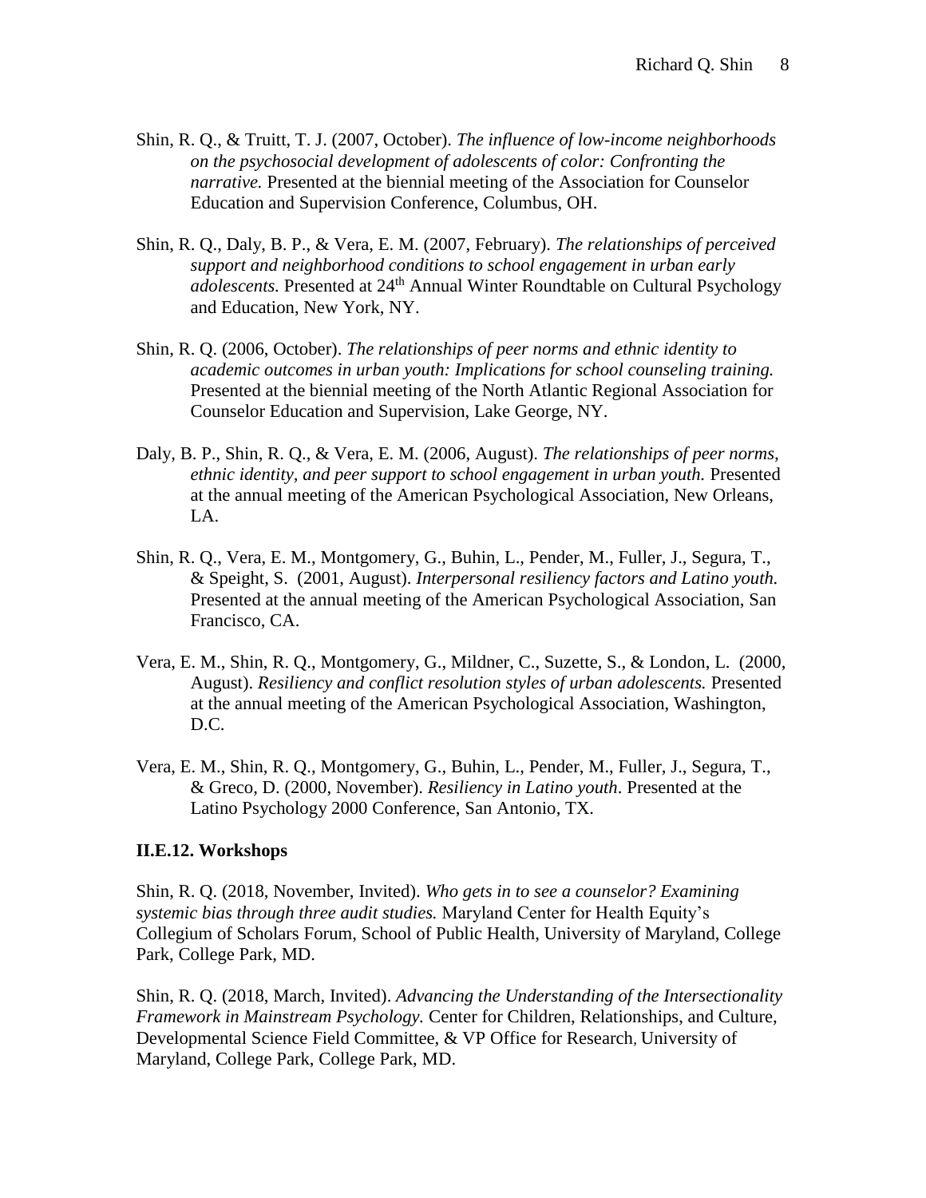Shin, R. Q., & Truitt, T. J. (2007, October). *The influence of low-income neighborhoods on the psychosocial development of adolescents of color: Confronting the narrative.* Presented at the biennial meeting of the Association for Counselor Education and Supervision Conference, Columbus, OH.

Shin, R. Q., Daly, B. P., & Vera, E. M. (2007, February). *The relationships of perceived support and neighborhood conditions to school engagement in urban early adolescents.* Presented at 24th Annual Winter Roundtable on Cultural Psychology and Education, New York, NY.

Shin, R. Q. (2006, October). *The relationships of peer norms and ethnic identity to academic outcomes in urban youth: Implications for school counseling training.* Presented at the biennial meeting of the North Atlantic Regional Association for Counselor Education and Supervision, Lake George, NY.

Daly, B. P., Shin, R. Q., & Vera, E. M. (2006, August). *The relationships of peer norms, ethnic identity, and peer support to school engagement in urban youth.* Presented at the annual meeting of the American Psychological Association, New Orleans, LA.

Shin, R. Q., Vera, E. M., Montgomery, G., Buhin, L., Pender, M., Fuller, J., Segura, T., & Speight, S. (2001, August). *Interpersonal resiliency factors and Latino youth.* Presented at the annual meeting of the American Psychological Association, San Francisco, CA.

Vera, E. M., Shin, R. Q., Montgomery, G., Mildner, C., Suzette, S., & London, L. (2000, August). *Resiliency and conflict resolution styles of urban adolescents.* Presented at the annual meeting of the American Psychological Association, Washington, D.C.

Vera, E. M., Shin, R. Q., Montgomery, G., Buhin, L., Pender, M., Fuller, J., Segura, T., & Greco, D. (2000, November). *Resiliency in Latino youth*. Presented at the Latino Psychology 2000 Conference, San Antonio, TX.

**II.E.12. Workshops**

Shin, R. Q. (2018, November, Invited). *Who gets in to see a counselor? Examining systemic bias through three audit studies.* Maryland Center for Health Equity's Collegium of Scholars Forum, School of Public Health, University of Maryland, College Park, College Park, MD.

Shin, R. Q. (2018, March, Invited). *Advancing the Understanding of the Intersectionality Framework in Mainstream Psychology.* Center for Children, Relationships, and Culture, Developmental Science Field Committee, & VP Office for Research, University of Maryland, College Park, College Park, MD.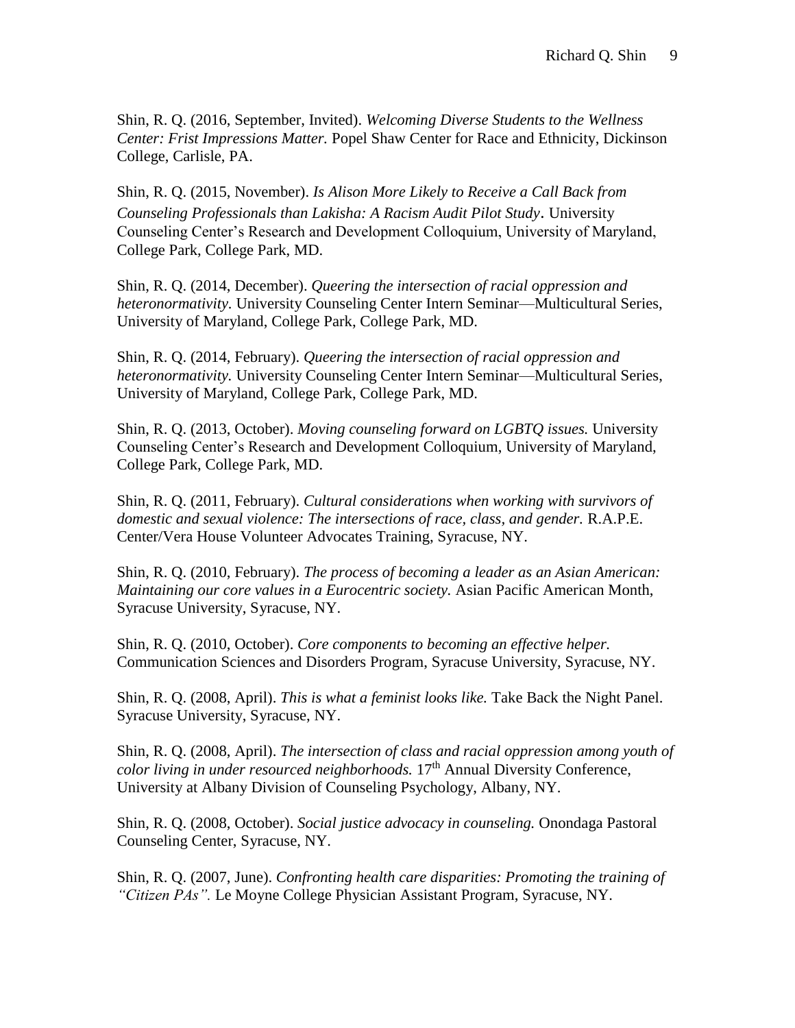Shin, R. Q. (2016, September, Invited). *Welcoming Diverse Students to the Wellness Center: Frist Impressions Matter.* Popel Shaw Center for Race and Ethnicity, Dickinson College, Carlisle, PA.

Shin, R. Q. (2015, November). *Is Alison More Likely to Receive a Call Back from Counseling Professionals than Lakisha: A Racism Audit Pilot Study*. University Counseling Center's Research and Development Colloquium, University of Maryland, College Park, College Park, MD.

Shin, R. Q. (2014, December). *Queering the intersection of racial oppression and heteronormativity.* University Counseling Center Intern Seminar—Multicultural Series, University of Maryland, College Park, College Park, MD.

Shin, R. Q. (2014, February). *Queering the intersection of racial oppression and heteronormativity.* University Counseling Center Intern Seminar—Multicultural Series, University of Maryland, College Park, College Park, MD.

Shin, R. Q. (2013, October). *Moving counseling forward on LGBTQ issues.* University Counseling Center's Research and Development Colloquium, University of Maryland, College Park, College Park, MD.

Shin, R. Q. (2011, February). *Cultural considerations when working with survivors of domestic and sexual violence: The intersections of race, class, and gender.* R.A.P.E. Center/Vera House Volunteer Advocates Training, Syracuse, NY.

Shin, R. Q. (2010, February). *The process of becoming a leader as an Asian American: Maintaining our core values in a Eurocentric society.* Asian Pacific American Month, Syracuse University, Syracuse, NY.

Shin, R. Q. (2010, October). *Core components to becoming an effective helper.* Communication Sciences and Disorders Program, Syracuse University, Syracuse, NY.

Shin, R. Q. (2008, April). *This is what a feminist looks like.* Take Back the Night Panel. Syracuse University, Syracuse, NY.

Shin, R. Q. (2008, April). *The intersection of class and racial oppression among youth of color living in under resourced neighborhoods.* 17th Annual Diversity Conference, University at Albany Division of Counseling Psychology, Albany, NY.

Shin, R. Q. (2008, October). *Social justice advocacy in counseling.* Onondaga Pastoral Counseling Center, Syracuse, NY.

Shin, R. Q. (2007, June). *Confronting health care disparities: Promoting the training of "Citizen PAs".* Le Moyne College Physician Assistant Program, Syracuse, NY.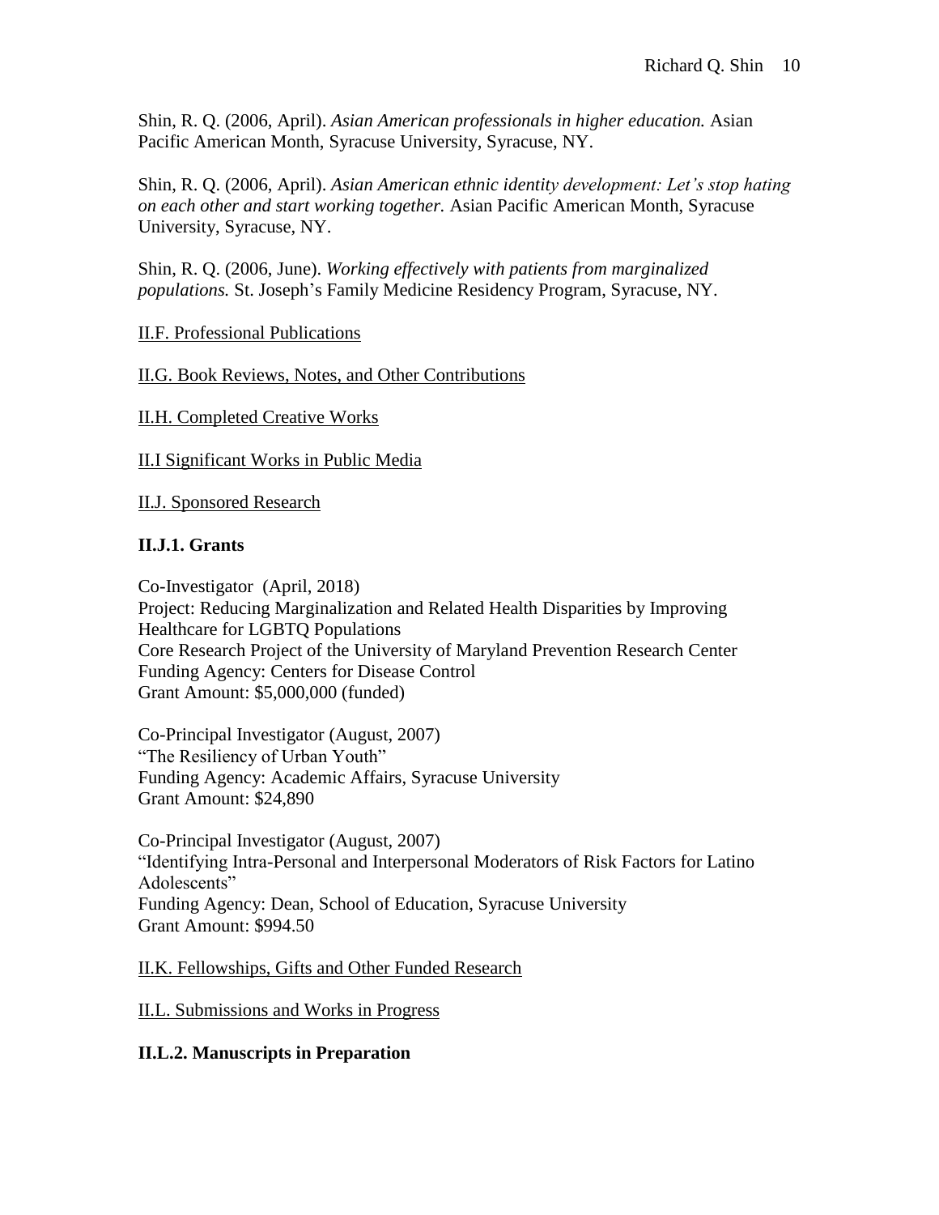Shin, R. Q. (2006, April). *Asian American professionals in higher education.* Asian Pacific American Month, Syracuse University, Syracuse, NY.

Shin, R. Q. (2006, April). *Asian American ethnic identity development: Let's stop hating on each other and start working together.* Asian Pacific American Month, Syracuse University, Syracuse, NY.

Shin, R. Q. (2006, June). *Working effectively with patients from marginalized populations.* St. Joseph's Family Medicine Residency Program, Syracuse, NY.

II.F. Professional Publications

II.G. Book Reviews, Notes, and Other Contributions

II.H. Completed Creative Works

II.I Significant Works in Public Media

II.J. Sponsored Research

**II.J.1. Grants**

Co-Investigator (April, 2018)
Project: Reducing Marginalization and Related Health Disparities by Improving Healthcare for LGBTQ Populations
Core Research Project of the University of Maryland Prevention Research Center
Funding Agency: Centers for Disease Control
Grant Amount: $5,000,000 (funded)

Co-Principal Investigator (August, 2007)
"The Resiliency of Urban Youth"
Funding Agency: Academic Affairs, Syracuse University
Grant Amount: $24,890

Co-Principal Investigator (August, 2007)
"Identifying Intra-Personal and Interpersonal Moderators of Risk Factors for Latino Adolescents"
Funding Agency: Dean, School of Education, Syracuse University
Grant Amount: $994.50

II.K. Fellowships, Gifts and Other Funded Research

II.L. Submissions and Works in Progress

**II.L.2. Manuscripts in Preparation**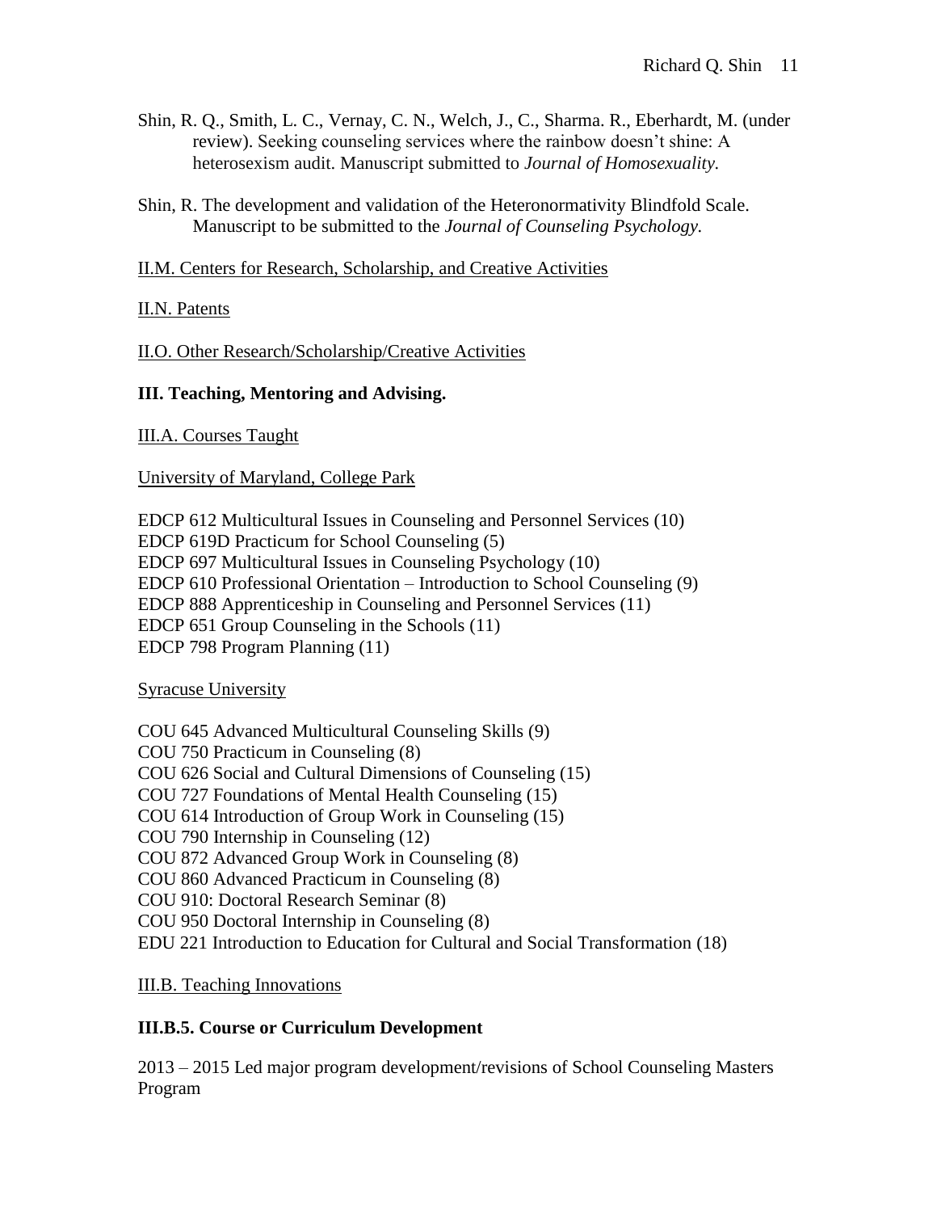Shin, R. Q., Smith, L. C., Vernay, C. N., Welch, J., C., Sharma. R., Eberhardt, M. (under review). Seeking counseling services where the rainbow doesn't shine: A heterosexism audit. Manuscript submitted to *Journal of Homosexuality.*

Shin, R. The development and validation of the Heteronormativity Blindfold Scale. Manuscript to be submitted to the *Journal of Counseling Psychology.*

II.M. Centers for Research, Scholarship, and Creative Activities

II.N. Patents

II.O. Other Research/Scholarship/Creative Activities

## III. Teaching, Mentoring and Advising.

III.A. Courses Taught

University of Maryland, College Park

EDCP 612 Multicultural Issues in Counseling and Personnel Services (10)
EDCP 619D Practicum for School Counseling (5)
EDCP 697 Multicultural Issues in Counseling Psychology (10)
EDCP 610 Professional Orientation – Introduction to School Counseling (9)
EDCP 888 Apprenticeship in Counseling and Personnel Services (11)
EDCP 651 Group Counseling in the Schools (11)
EDCP 798 Program Planning (11)

Syracuse University

COU 645 Advanced Multicultural Counseling Skills (9)
COU 750 Practicum in Counseling (8)
COU 626 Social and Cultural Dimensions of Counseling (15)
COU 727 Foundations of Mental Health Counseling (15)
COU 614 Introduction of Group Work in Counseling (15)
COU 790 Internship in Counseling (12)
COU 872 Advanced Group Work in Counseling (8)
COU 860 Advanced Practicum in Counseling (8)
COU 910: Doctoral Research Seminar (8)
COU 950 Doctoral Internship in Counseling (8)
EDU 221 Introduction to Education for Cultural and Social Transformation (18)

III.B. Teaching Innovations

### III.B.5. Course or Curriculum Development

2013 – 2015 Led major program development/revisions of School Counseling Masters Program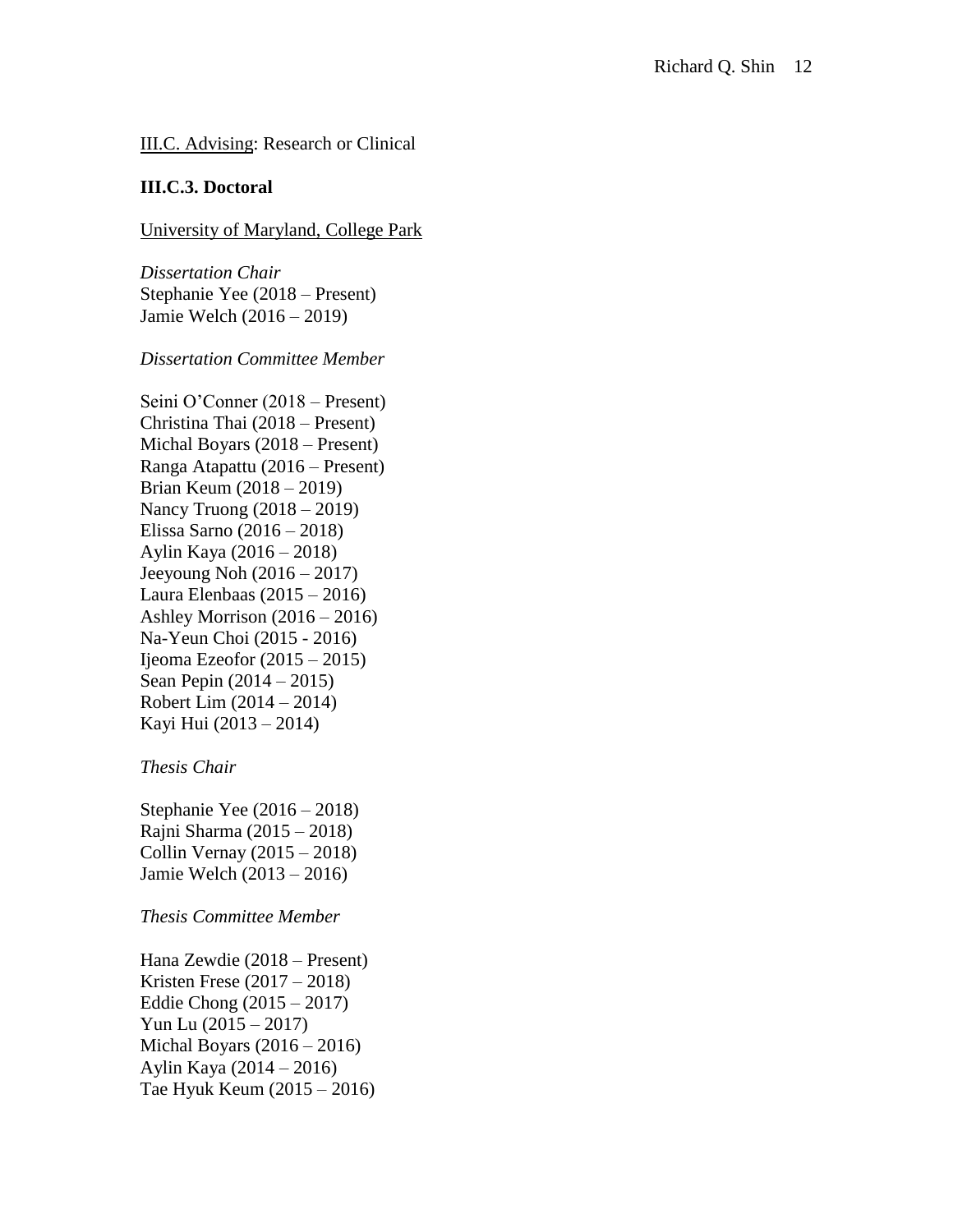<u>III.C. Advising</u>: Research or Clinical

**III.C.3. Doctoral**

<u>University of Maryland, College Park</u>

*Dissertation Chair*
Stephanie Yee (2018 – Present)
Jamie Welch (2016 – 2019)

*Dissertation Committee Member*

Seini O'Conner (2018 – Present)
Christina Thai (2018 – Present)
Michal Boyars (2018 – Present)
Ranga Atapattu (2016 – Present)
Brian Keum (2018 – 2019)
Nancy Truong (2018 – 2019)
Elissa Sarno (2016 – 2018)
Aylin Kaya (2016 – 2018)
Jeeyoung Noh (2016 – 2017)
Laura Elenbaas (2015 – 2016)
Ashley Morrison (2016 – 2016)
Na-Yeun Choi (2015 - 2016)
Ijeoma Ezeofor (2015 – 2015)
Sean Pepin (2014 – 2015)
Robert Lim (2014 – 2014)
Kayi Hui (2013 – 2014)

*Thesis Chair*

Stephanie Yee (2016 – 2018)
Rajni Sharma (2015 – 2018)
Collin Vernay (2015 – 2018)
Jamie Welch (2013 – 2016)

*Thesis Committee Member*

Hana Zewdie (2018 – Present)
Kristen Frese (2017 – 2018)
Eddie Chong (2015 – 2017)
Yun Lu (2015 – 2017)
Michal Boyars (2016 – 2016)
Aylin Kaya (2014 – 2016)
Tae Hyuk Keum (2015 – 2016)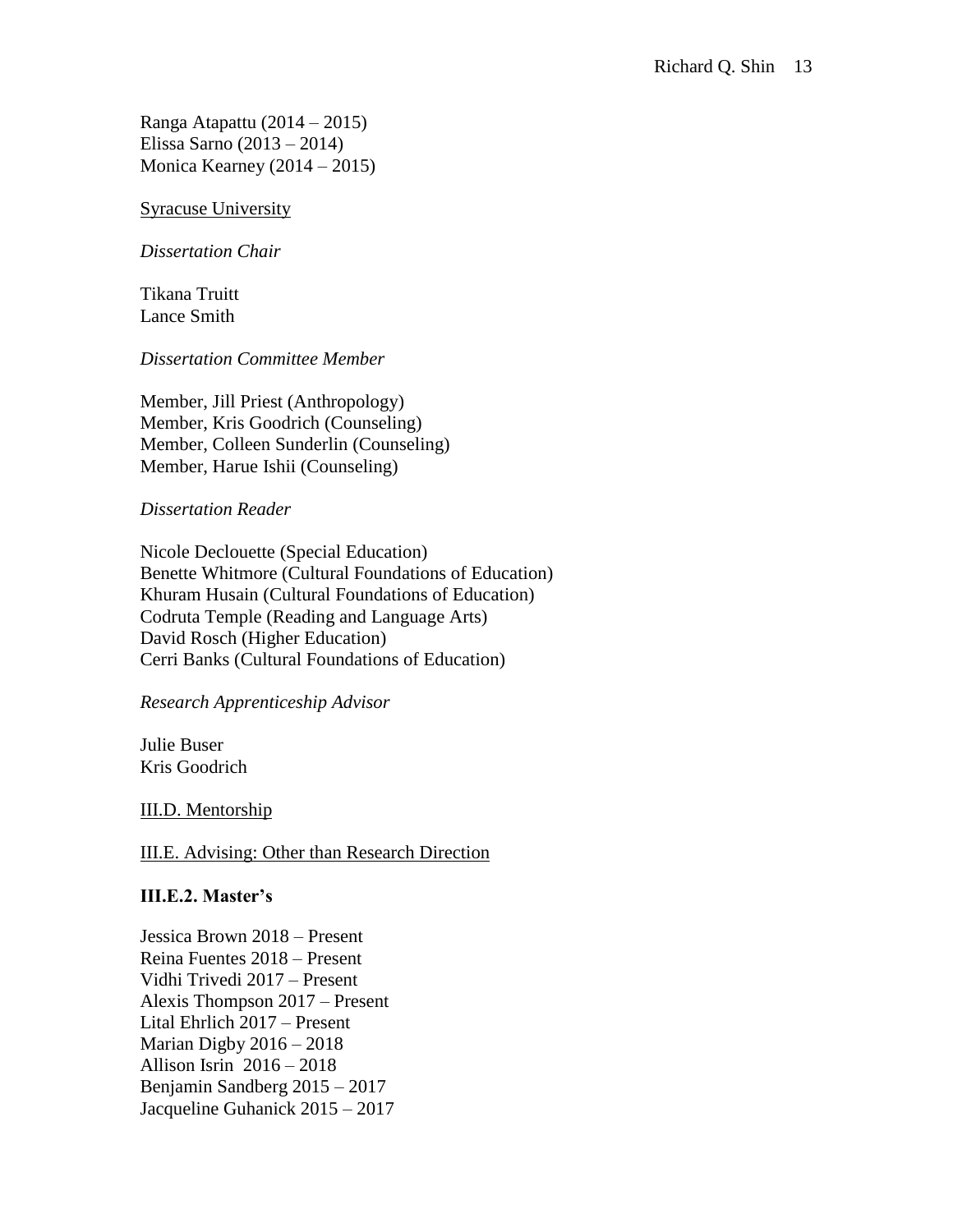Ranga Atapattu (2014 – 2015)
Elissa Sarno (2013 – 2014)
Monica Kearney (2014 – 2015)

Syracuse University

*Dissertation Chair*

Tikana Truitt
Lance Smith

*Dissertation Committee Member*

Member, Jill Priest (Anthropology)
Member, Kris Goodrich (Counseling)
Member, Colleen Sunderlin (Counseling)
Member, Harue Ishii (Counseling)

*Dissertation Reader*

Nicole Declouette (Special Education)
Benette Whitmore (Cultural Foundations of Education)
Khuram Husain (Cultural Foundations of Education)
Codruta Temple (Reading and Language Arts)
David Rosch (Higher Education)
Cerri Banks (Cultural Foundations of Education)

*Research Apprenticeship Advisor*

Julie Buser
Kris Goodrich

III.D. Mentorship

III.E. Advising: Other than Research Direction

**III.E.2. Master's**

Jessica Brown 2018 – Present
Reina Fuentes 2018 – Present
Vidhi Trivedi 2017 – Present
Alexis Thompson 2017 – Present
Lital Ehrlich 2017 – Present
Marian Digby 2016 – 2018
Allison Isrin 2016 – 2018
Benjamin Sandberg 2015 – 2017
Jacqueline Guhanick 2015 – 2017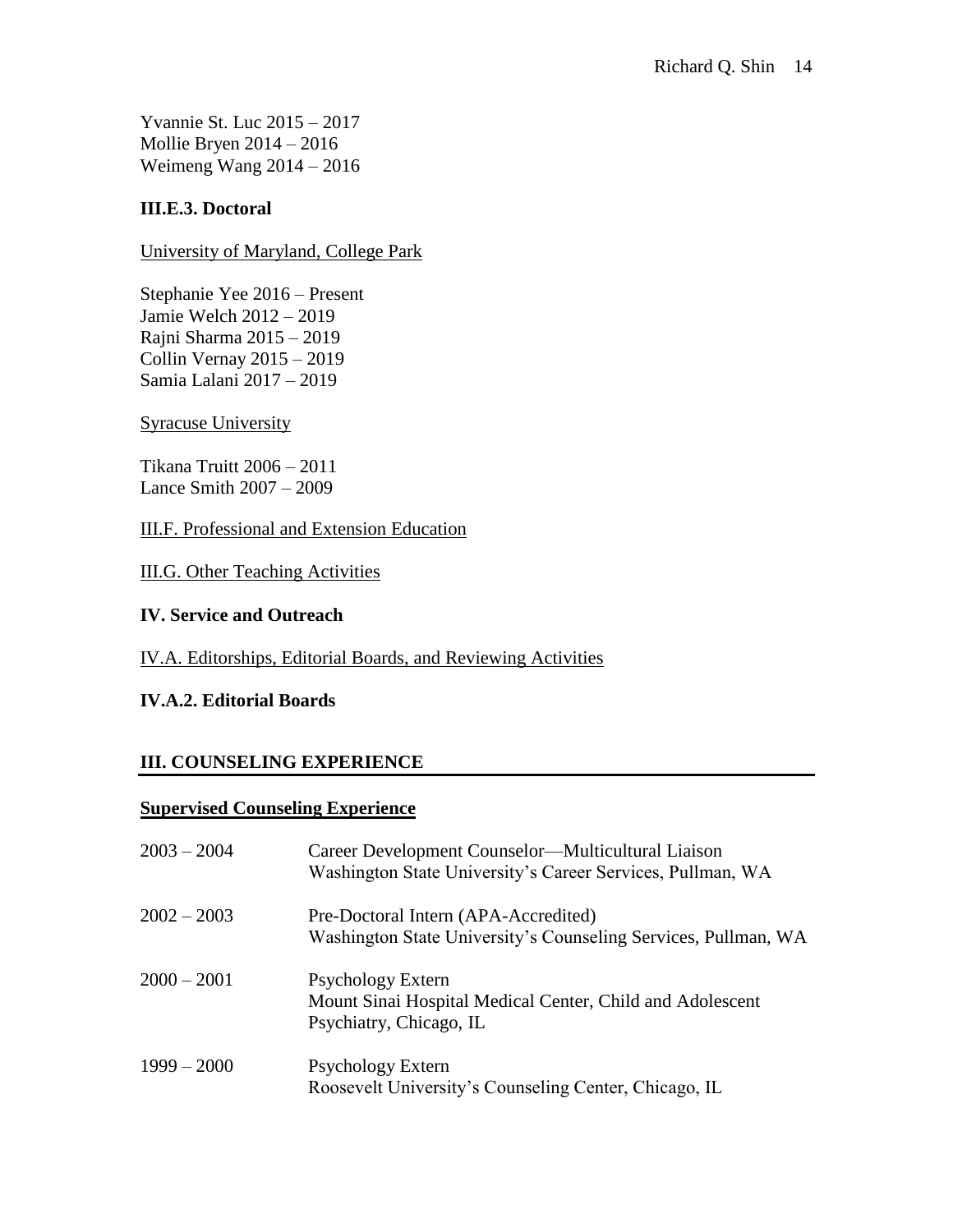Yvannie St. Luc 2015 – 2017
Mollie Bryen 2014 – 2016
Weimeng Wang 2014 – 2016

**III.E.3. Doctoral**

University of Maryland, College Park

Stephanie Yee 2016 – Present
Jamie Welch 2012 – 2019
Rajni Sharma 2015 – 2019
Collin Vernay 2015 – 2019
Samia Lalani 2017 – 2019

Syracuse University

Tikana Truitt 2006 – 2011
Lance Smith 2007 – 2009

III.F. Professional and Extension Education

III.G. Other Teaching Activities

**IV. Service and Outreach**

IV.A. Editorships, Editorial Boards, and Reviewing Activities

**IV.A.2. Editorial Boards**

## III. COUNSELING EXPERIENCE

**Supervised Counseling Experience**

2003 – 2004 Career Development Counselor—Multicultural Liaison
Washington State University's Career Services, Pullman, WA

2002 – 2003 Pre-Doctoral Intern (APA-Accredited)
Washington State University's Counseling Services, Pullman, WA

2000 – 2001 Psychology Extern
Mount Sinai Hospital Medical Center, Child and Adolescent Psychiatry, Chicago, IL

1999 – 2000 Psychology Extern
Roosevelt University's Counseling Center, Chicago, IL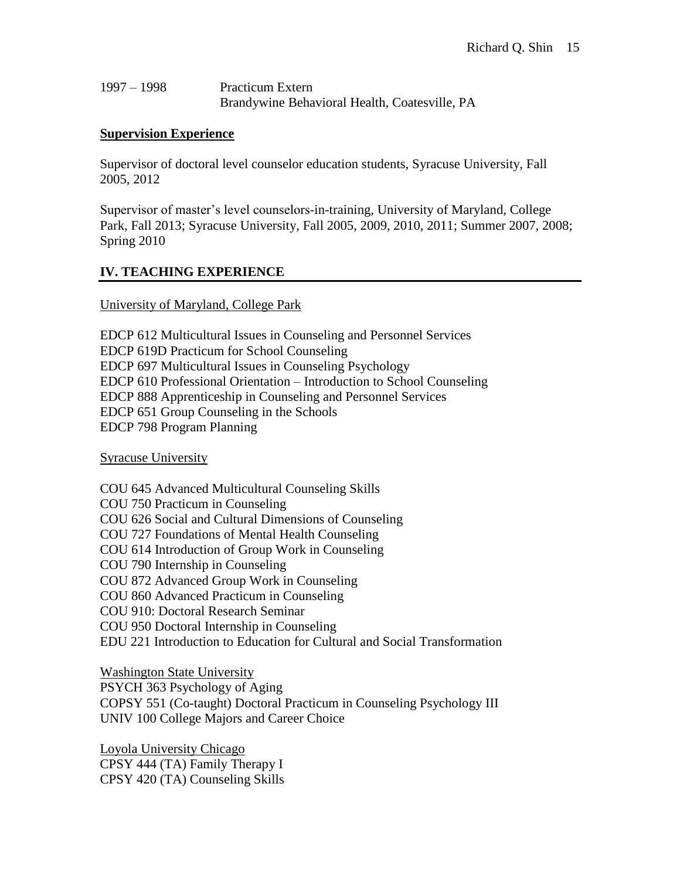1997 – 1998 Practicum Extern
Brandywine Behavioral Health, Coatesville, PA

**Supervision Experience**

Supervisor of doctoral level counselor education students, Syracuse University, Fall 2005, 2012

Supervisor of master's level counselors-in-training, University of Maryland, College Park, Fall 2013; Syracuse University, Fall 2005, 2009, 2010, 2011; Summer 2007, 2008; Spring 2010

## IV. TEACHING EXPERIENCE

University of Maryland, College Park

EDCP 612 Multicultural Issues in Counseling and Personnel Services
EDCP 619D Practicum for School Counseling
EDCP 697 Multicultural Issues in Counseling Psychology
EDCP 610 Professional Orientation – Introduction to School Counseling
EDCP 888 Apprenticeship in Counseling and Personnel Services
EDCP 651 Group Counseling in the Schools
EDCP 798 Program Planning

Syracuse University

COU 645 Advanced Multicultural Counseling Skills
COU 750 Practicum in Counseling
COU 626 Social and Cultural Dimensions of Counseling
COU 727 Foundations of Mental Health Counseling
COU 614 Introduction of Group Work in Counseling
COU 790 Internship in Counseling
COU 872 Advanced Group Work in Counseling
COU 860 Advanced Practicum in Counseling
COU 910: Doctoral Research Seminar
COU 950 Doctoral Internship in Counseling
EDU 221 Introduction to Education for Cultural and Social Transformation

Washington State University
PSYCH 363 Psychology of Aging
COPSY 551 (Co-taught) Doctoral Practicum in Counseling Psychology III
UNIV 100 College Majors and Career Choice

Loyola University Chicago
CPSY 444 (TA) Family Therapy I
CPSY 420 (TA) Counseling Skills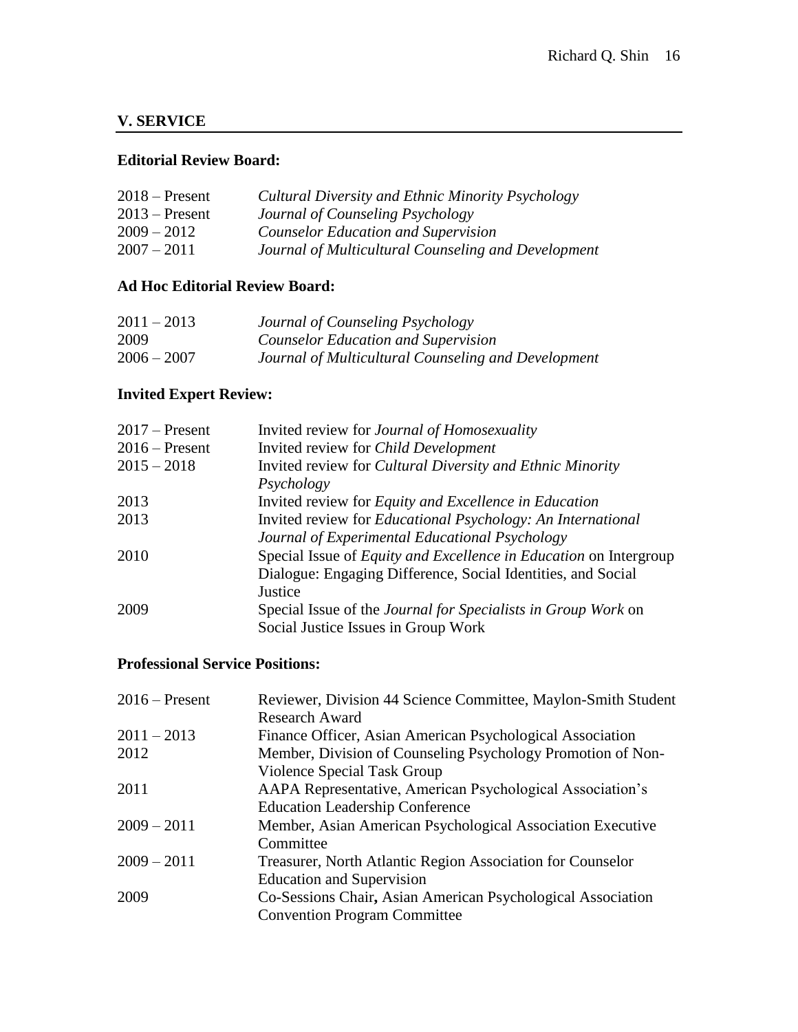## V. SERVICE

### Editorial Review Board:

| | |
|---|---|
| 2018 – Present | *Cultural Diversity and Ethnic Minority Psychology* |
| 2013 – Present | *Journal of Counseling Psychology* |
| 2009 – 2012 | *Counselor Education and Supervision* |
| 2007 – 2011 | *Journal of Multicultural Counseling and Development* |

### Ad Hoc Editorial Review Board:

| | |
|---|---|
| 2011 – 2013 | *Journal of Counseling Psychology* |
| 2009 | *Counselor Education and Supervision* |
| 2006 – 2007 | *Journal of Multicultural Counseling and Development* |

### Invited Expert Review:

| | |
|---|---|
| 2017 – Present | Invited review for *Journal of Homosexuality* |
| 2016 – Present | Invited review for *Child Development* |
| 2015 – 2018 | Invited review for *Cultural Diversity and Ethnic Minority Psychology* |
| 2013 | Invited review for *Equity and Excellence in Education* |
| 2013 | Invited review for *Educational Psychology: An International Journal of Experimental Educational Psychology* |
| 2010 | Special Issue of *Equity and Excellence in Education* on Intergroup Dialogue: Engaging Difference, Social Identities, and Social Justice |
| 2009 | Special Issue of the *Journal for Specialists in Group Work* on Social Justice Issues in Group Work |

### Professional Service Positions:

| | |
|---|---|
| 2016 – Present | Reviewer, Division 44 Science Committee, Maylon-Smith Student Research Award |
| 2011 – 2013 | Finance Officer, Asian American Psychological Association |
| 2012 | Member, Division of Counseling Psychology Promotion of Non-Violence Special Task Group |
| 2011 | AAPA Representative, American Psychological Association's Education Leadership Conference |
| 2009 – 2011 | Member, Asian American Psychological Association Executive Committee |
| 2009 – 2011 | Treasurer, North Atlantic Region Association for Counselor Education and Supervision |
| 2009 | Co-Sessions Chair**,** Asian American Psychological Association Convention Program Committee |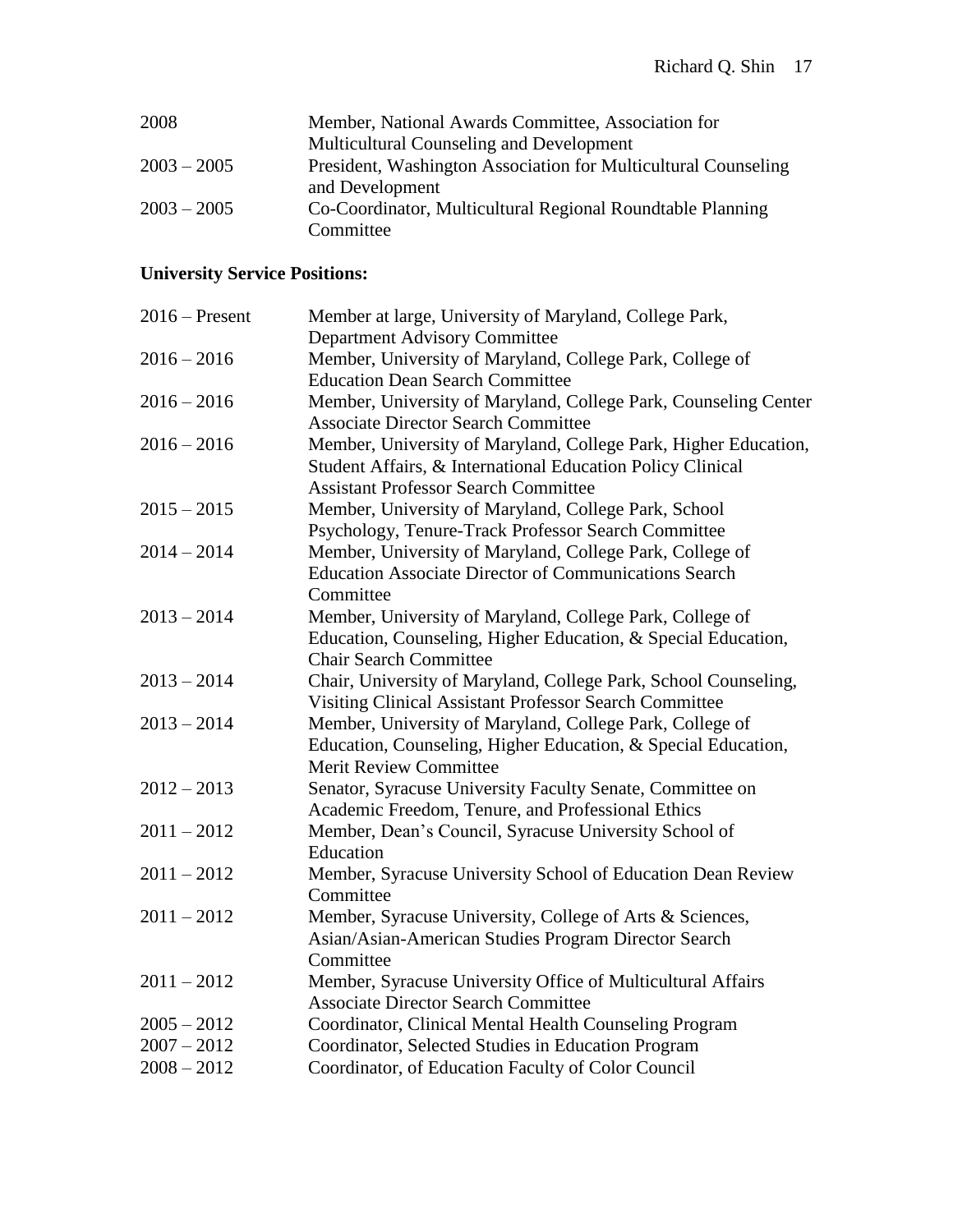2008 Member, National Awards Committee, Association for Multicultural Counseling and Development

2003 – 2005 President, Washington Association for Multicultural Counseling and Development

2003 – 2005 Co-Coordinator, Multicultural Regional Roundtable Planning Committee

**University Service Positions:**

2016 – Present Member at large, University of Maryland, College Park, Department Advisory Committee

2016 – 2016 Member, University of Maryland, College Park, College of Education Dean Search Committee

2016 – 2016 Member, University of Maryland, College Park, Counseling Center Associate Director Search Committee

2016 – 2016 Member, University of Maryland, College Park, Higher Education, Student Affairs, & International Education Policy Clinical Assistant Professor Search Committee

2015 – 2015 Member, University of Maryland, College Park, School Psychology, Tenure-Track Professor Search Committee

2014 – 2014 Member, University of Maryland, College Park, College of Education Associate Director of Communications Search Committee

2013 – 2014 Member, University of Maryland, College Park, College of Education, Counseling, Higher Education, & Special Education, Chair Search Committee

2013 – 2014 Chair, University of Maryland, College Park, School Counseling, Visiting Clinical Assistant Professor Search Committee

2013 – 2014 Member, University of Maryland, College Park, College of Education, Counseling, Higher Education, & Special Education, Merit Review Committee

2012 – 2013 Senator, Syracuse University Faculty Senate, Committee on Academic Freedom, Tenure, and Professional Ethics

2011 – 2012 Member, Dean's Council, Syracuse University School of Education

2011 – 2012 Member, Syracuse University School of Education Dean Review Committee

2011 – 2012 Member, Syracuse University, College of Arts & Sciences, Asian/Asian-American Studies Program Director Search Committee

2011 – 2012 Member, Syracuse University Office of Multicultural Affairs Associate Director Search Committee

2005 – 2012 Coordinator, Clinical Mental Health Counseling Program

2007 – 2012 Coordinator, Selected Studies in Education Program

2008 – 2012 Coordinator, of Education Faculty of Color Council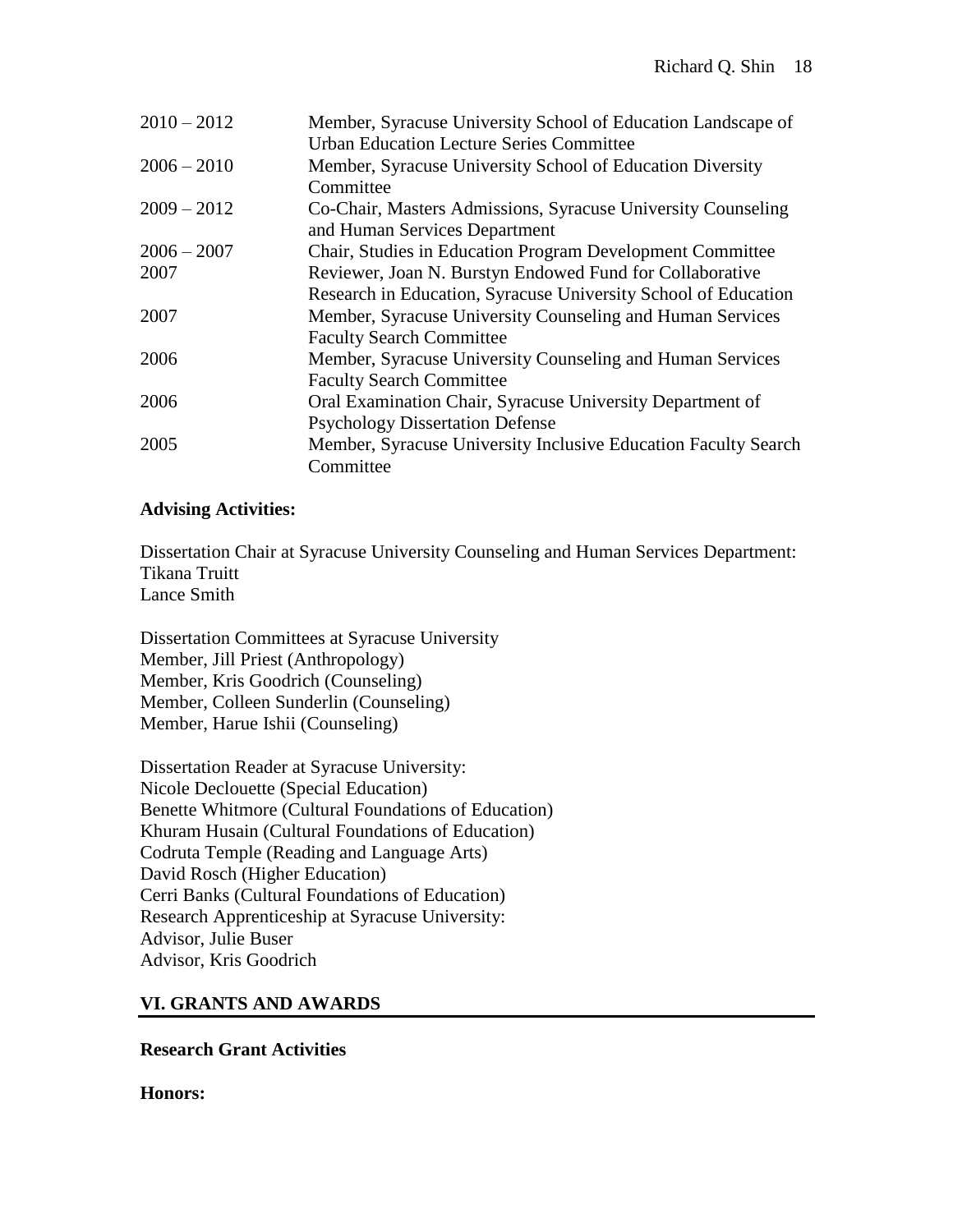| | |
|---|---|
| 2010 – 2012 | Member, Syracuse University School of Education Landscape of Urban Education Lecture Series Committee |
| 2006 – 2010 | Member, Syracuse University School of Education Diversity Committee |
| 2009 – 2012 | Co-Chair, Masters Admissions, Syracuse University Counseling and Human Services Department |
| 2006 – 2007 | Chair, Studies in Education Program Development Committee |
| 2007 | Reviewer, Joan N. Burstyn Endowed Fund for Collaborative Research in Education, Syracuse University School of Education |
| 2007 | Member, Syracuse University Counseling and Human Services Faculty Search Committee |
| 2006 | Member, Syracuse University Counseling and Human Services Faculty Search Committee |
| 2006 | Oral Examination Chair, Syracuse University Department of Psychology Dissertation Defense |
| 2005 | Member, Syracuse University Inclusive Education Faculty Search Committee |

**Advising Activities:**

Dissertation Chair at Syracuse University Counseling and Human Services Department:
Tikana Truitt
Lance Smith

Dissertation Committees at Syracuse University
Member, Jill Priest (Anthropology)
Member, Kris Goodrich (Counseling)
Member, Colleen Sunderlin (Counseling)
Member, Harue Ishii (Counseling)

Dissertation Reader at Syracuse University:
Nicole Declouette (Special Education)
Benette Whitmore (Cultural Foundations of Education)
Khuram Husain (Cultural Foundations of Education)
Codruta Temple (Reading and Language Arts)
David Rosch (Higher Education)
Cerri Banks (Cultural Foundations of Education)
Research Apprenticeship at Syracuse University:
Advisor, Julie Buser
Advisor, Kris Goodrich

## VI. GRANTS AND AWARDS

**Research Grant Activities**

**Honors:**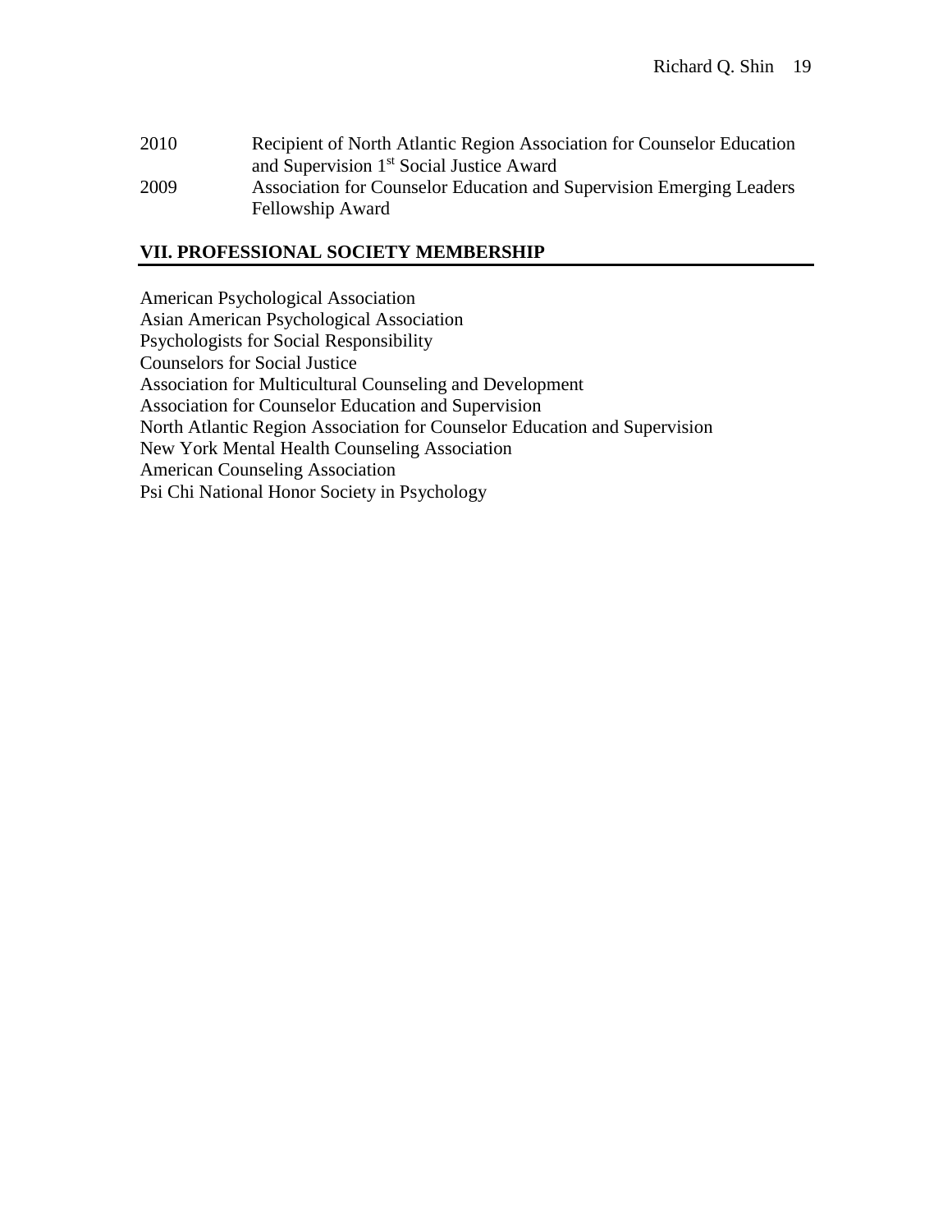| | |
|---|---|
| 2010 | Recipient of North Atlantic Region Association for Counselor Education and Supervision 1st Social Justice Award |
| 2009 | Association for Counselor Education and Supervision Emerging Leaders Fellowship Award |

## VII. PROFESSIONAL SOCIETY MEMBERSHIP

American Psychological Association
Asian American Psychological Association
Psychologists for Social Responsibility
Counselors for Social Justice
Association for Multicultural Counseling and Development
Association for Counselor Education and Supervision
North Atlantic Region Association for Counselor Education and Supervision
New York Mental Health Counseling Association
American Counseling Association
Psi Chi National Honor Society in Psychology